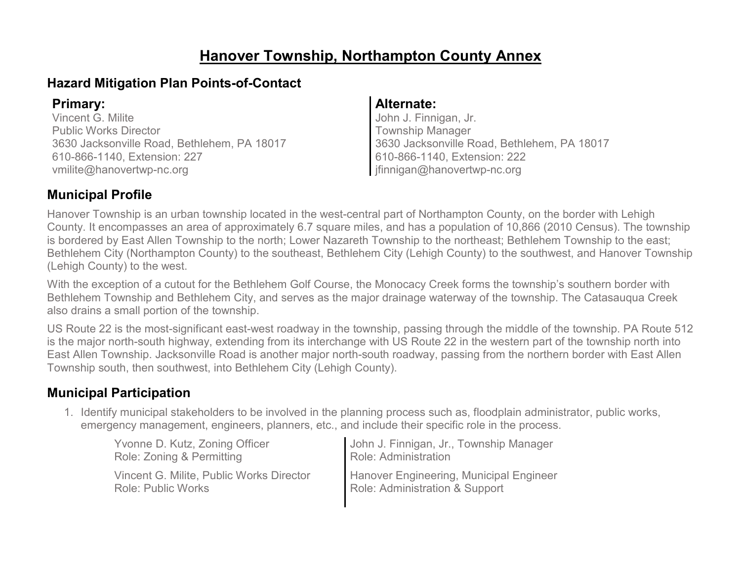# Hanover Township, Northampton County Annex

## Hazard Mitigation Plan Points-of-Contact

**Primary:**
Vincent G. Milite
Public Works Director
3630 Jacksonville Road, Bethlehem, PA 18017
610-866-1140, Extension: 227
vmilite@hanovertwp-nc.org

**Alternate:**
John J. Finnigan, Jr.
Township Manager
3630 Jacksonville Road, Bethlehem, PA 18017
610-866-1140, Extension: 222
jfinnigan@hanovertwp-nc.org

## Municipal Profile

Hanover Township is an urban township located in the west-central part of Northampton County, on the border with Lehigh County. It encompasses an area of approximately 6.7 square miles, and has a population of 10,866 (2010 Census). The township is bordered by East Allen Township to the north; Lower Nazareth Township to the northeast; Bethlehem Township to the east; Bethlehem City (Northampton County) to the southeast, Bethlehem City (Lehigh County) to the southwest, and Hanover Township (Lehigh County) to the west.

With the exception of a cutout for the Bethlehem Golf Course, the Monocacy Creek forms the township's southern border with Bethlehem Township and Bethlehem City, and serves as the major drainage waterway of the township. The Catasauqua Creek also drains a small portion of the township.

US Route 22 is the most-significant east-west roadway in the township, passing through the middle of the township. PA Route 512 is the major north-south highway, extending from its interchange with US Route 22 in the western part of the township north into East Allen Township. Jacksonville Road is another major north-south roadway, passing from the northern border with East Allen Township south, then southwest, into Bethlehem City (Lehigh County).

## Municipal Participation

1. Identify municipal stakeholders to be involved in the planning process such as, floodplain administrator, public works, emergency management, engineers, planners, etc., and include their specific role in the process.

   Yvonne D. Kutz, Zoning Officer
   Role: Zoning & Permitting

   Vincent G. Milite, Public Works Director
   Role: Public Works

   John J. Finnigan, Jr., Township Manager
   Role: Administration

   Hanover Engineering, Municipal Engineer
   Role: Administration & Support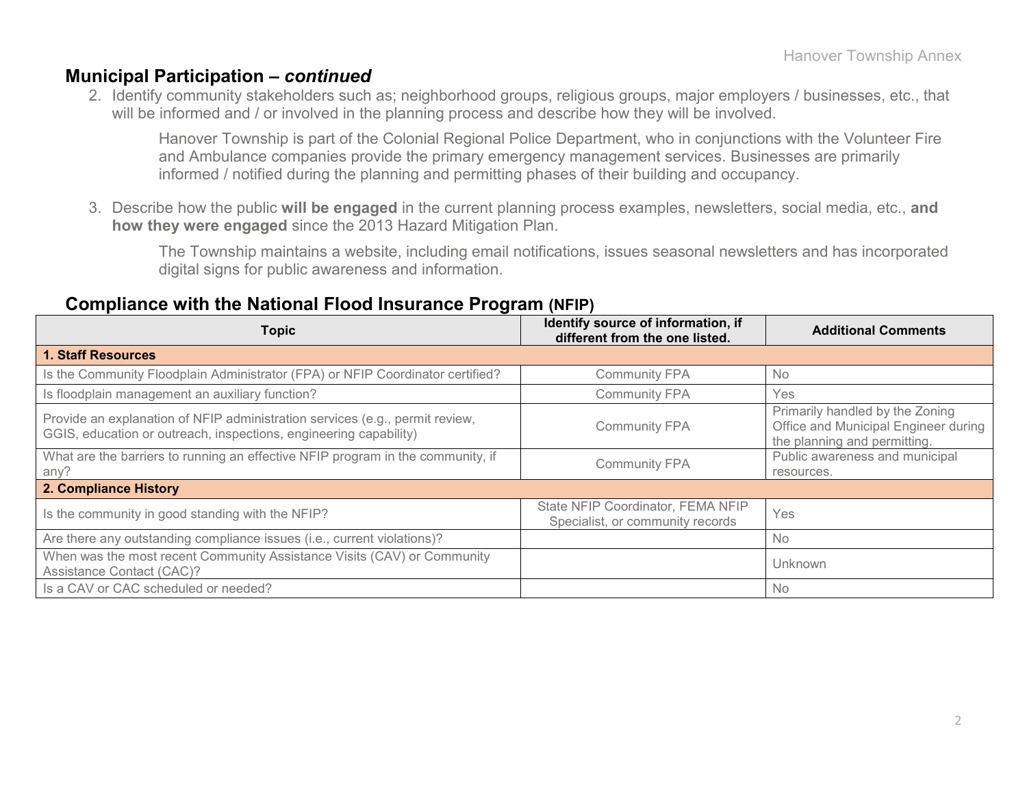## Municipal Participation – *continued*

2. Identify community stakeholders such as; neighborhood groups, religious groups, major employers / businesses, etc., that will be informed and / or involved in the planning process and describe how they will be involved.

   Hanover Township is part of the Colonial Regional Police Department, who in conjunctions with the Volunteer Fire and Ambulance companies provide the primary emergency management services. Businesses are primarily informed / notified during the planning and permitting phases of their building and occupancy.

3. Describe how the public **will be engaged** in the current planning process examples, newsletters, social media, etc., **and how they were engaged** since the 2013 Hazard Mitigation Plan.

   The Township maintains a website, including email notifications, issues seasonal newsletters and has incorporated digital signs for public awareness and information.

## Compliance with the National Flood Insurance Program (NFIP)

| Topic | Identify source of information, if different from the one listed. | Additional Comments |
| --- | --- | --- |
| **1. Staff Resources** | | |
| Is the Community Floodplain Administrator (FPA) or NFIP Coordinator certified? | Community FPA | No |
| Is floodplain management an auxiliary function? | Community FPA | Yes |
| Provide an explanation of NFIP administration services (e.g., permit review, GGIS, education or outreach, inspections, engineering capability) | Community FPA | Primarily handled by the Zoning Office and Municipal Engineer during the planning and permitting. |
| What are the barriers to running an effective NFIP program in the community, if any? | Community FPA | Public awareness and municipal resources. |
| **2. Compliance History** | | |
| Is the community in good standing with the NFIP? | State NFIP Coordinator, FEMA NFIP Specialist, or community records | Yes |
| Are there any outstanding compliance issues (i.e., current violations)? | | No |
| When was the most recent Community Assistance Visits (CAV) or Community Assistance Contact (CAC)? | | Unknown |
| Is a CAV or CAC scheduled or needed? | | No |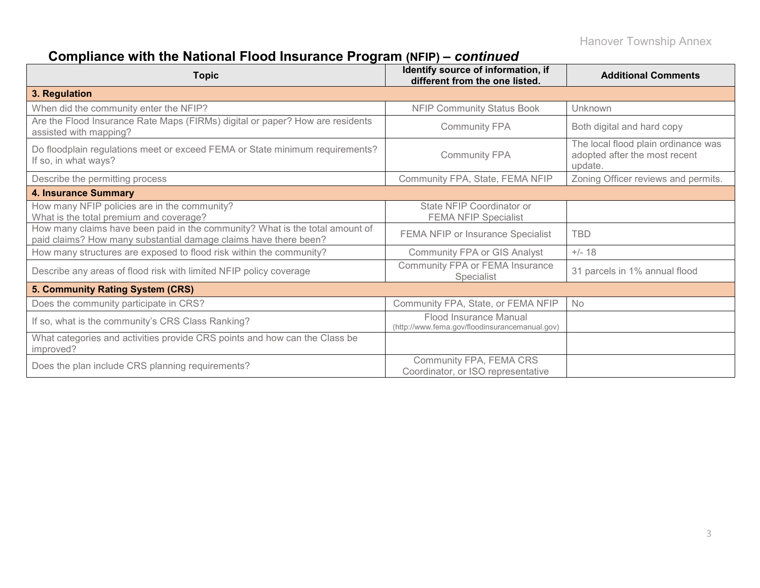## Compliance with the National Flood Insurance Program (NFIP) – *continued*

| Topic | Identify source of information, if different from the one listed. | Additional Comments |
| --- | --- | --- |
| **3. Regulation** | | |
| When did the community enter the NFIP? | NFIP Community Status Book | Unknown |
| Are the Flood Insurance Rate Maps (FIRMs) digital or paper? How are residents assisted with mapping? | Community FPA | Both digital and hard copy |
| Do floodplain regulations meet or exceed FEMA or State minimum requirements? If so, in what ways? | Community FPA | The local flood plain ordinance was adopted after the most recent update. |
| Describe the permitting process | Community FPA, State, FEMA NFIP | Zoning Officer reviews and permits. |
| **4. Insurance Summary** | | |
| How many NFIP policies are in the community? What is the total premium and coverage? | State NFIP Coordinator or FEMA NFIP Specialist | |
| How many claims have been paid in the community? What is the total amount of paid claims? How many substantial damage claims have there been? | FEMA NFIP or Insurance Specialist | TBD |
| How many structures are exposed to flood risk within the community? | Community FPA or GIS Analyst | +/- 18 |
| Describe any areas of flood risk with limited NFIP policy coverage | Community FPA or FEMA Insurance Specialist | 31 parcels in 1% annual flood |
| **5. Community Rating System (CRS)** | | |
| Does the community participate in CRS? | Community FPA, State, or FEMA NFIP | No |
| If so, what is the community's CRS Class Ranking? | Flood Insurance Manual (http://www.fema.gov/floodinsurancemanual.gov) | |
| What categories and activities provide CRS points and how can the Class be improved? | | |
| Does the plan include CRS planning requirements? | Community FPA, FEMA CRS Coordinator, or ISO representative | |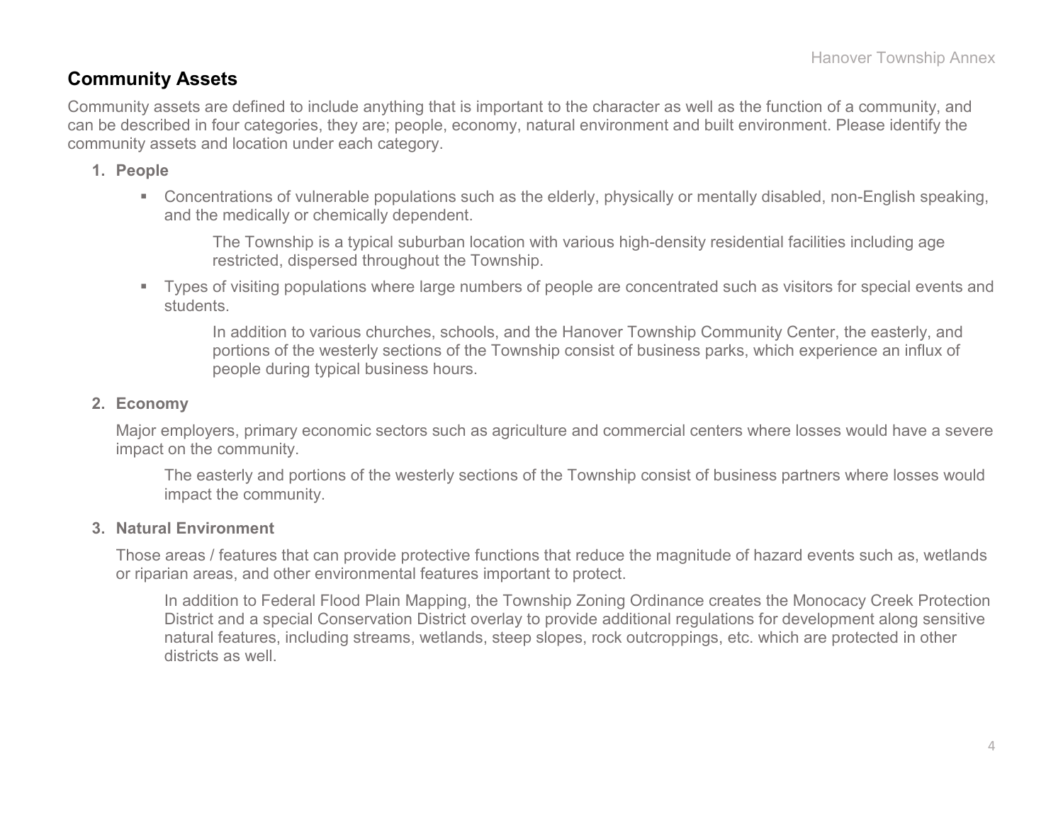## Community Assets

Community assets are defined to include anything that is important to the character as well as the function of a community, and can be described in four categories, they are; people, economy, natural environment and built environment. Please identify the community assets and location under each category.

1. **People**

   - Concentrations of vulnerable populations such as the elderly, physically or mentally disabled, non-English speaking, and the medically or chemically dependent.

     The Township is a typical suburban location with various high-density residential facilities including age restricted, dispersed throughout the Township.

   - Types of visiting populations where large numbers of people are concentrated such as visitors for special events and students.

     In addition to various churches, schools, and the Hanover Township Community Center, the easterly, and portions of the westerly sections of the Township consist of business parks, which experience an influx of people during typical business hours.

2. **Economy**

   Major employers, primary economic sectors such as agriculture and commercial centers where losses would have a severe impact on the community.

   The easterly and portions of the westerly sections of the Township consist of business partners where losses would impact the community.

3. **Natural Environment**

   Those areas / features that can provide protective functions that reduce the magnitude of hazard events such as, wetlands or riparian areas, and other environmental features important to protect.

   In addition to Federal Flood Plain Mapping, the Township Zoning Ordinance creates the Monocacy Creek Protection District and a special Conservation District overlay to provide additional regulations for development along sensitive natural features, including streams, wetlands, steep slopes, rock outcroppings, etc. which are protected in other districts as well.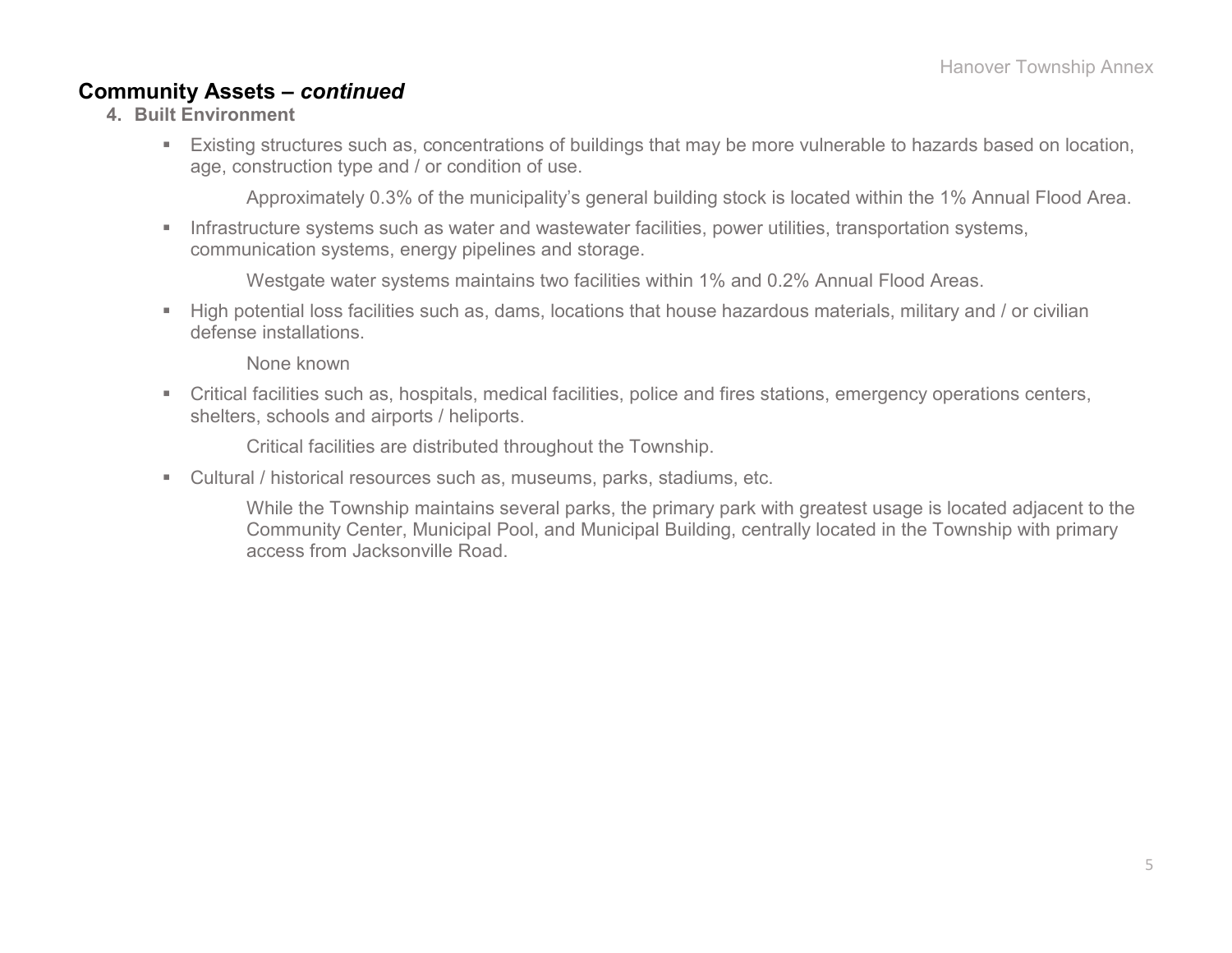## Community Assets – *continued*

### 4. Built Environment

- Existing structures such as, concentrations of buildings that may be more vulnerable to hazards based on location, age, construction type and / or condition of use.

  Approximately 0.3% of the municipality's general building stock is located within the 1% Annual Flood Area.

- Infrastructure systems such as water and wastewater facilities, power utilities, transportation systems, communication systems, energy pipelines and storage.

  Westgate water systems maintains two facilities within 1% and 0.2% Annual Flood Areas.

- High potential loss facilities such as, dams, locations that house hazardous materials, military and / or civilian defense installations.

  None known

- Critical facilities such as, hospitals, medical facilities, police and fires stations, emergency operations centers, shelters, schools and airports / heliports.

  Critical facilities are distributed throughout the Township.

- Cultural / historical resources such as, museums, parks, stadiums, etc.

  While the Township maintains several parks, the primary park with greatest usage is located adjacent to the Community Center, Municipal Pool, and Municipal Building, centrally located in the Township with primary access from Jacksonville Road.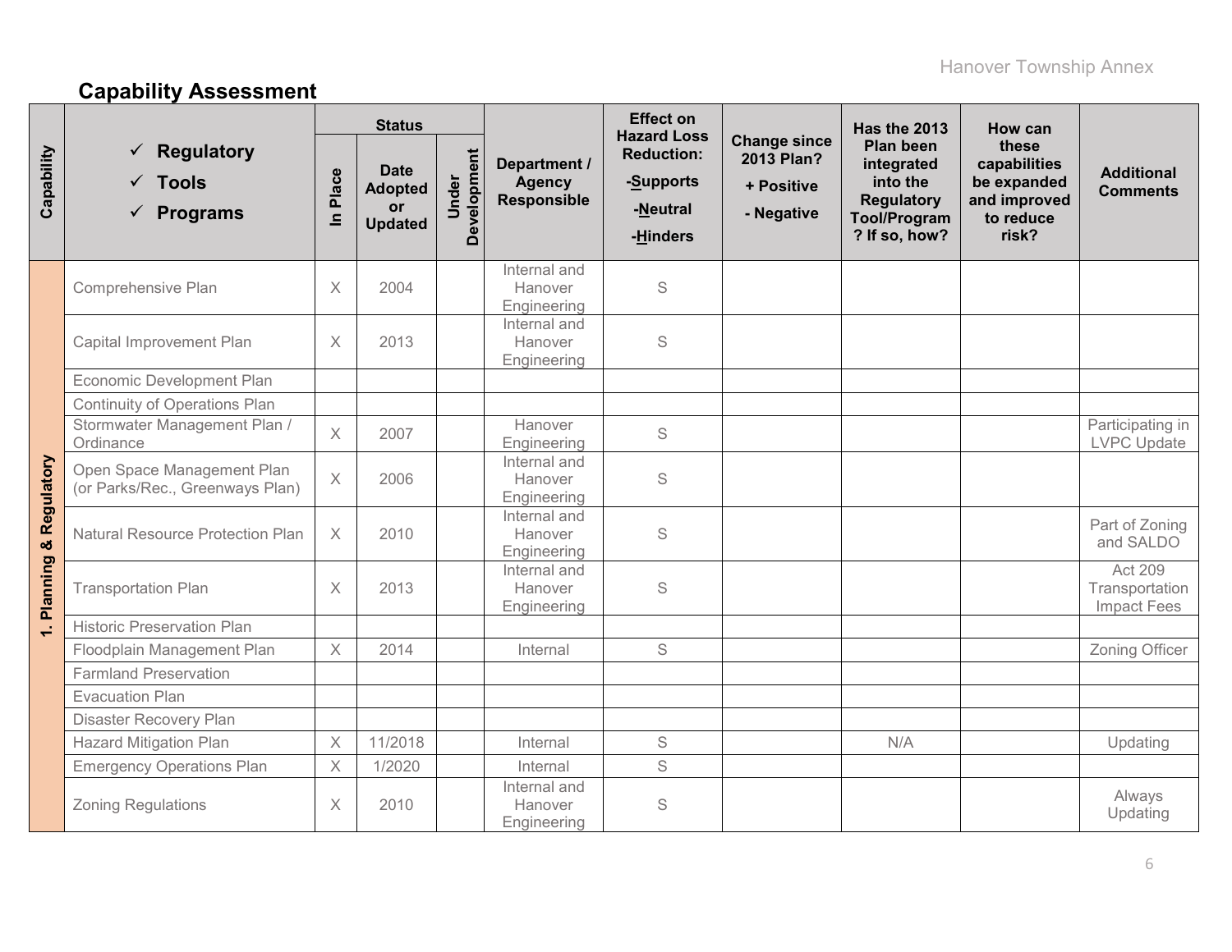## Capability Assessment

| Capability | ✓ Regulatory ✓ Tools ✓ Programs | Status | | | Department / Agency Responsible | Effect on Hazard Loss Reduction: -Supports -Neutral -Hinders | Change since 2013 Plan? + Positive - Negative | Has the 2013 Plan been integrated into the Regulatory Tool/Program? If so, how? | How can these capabilities be expanded and improved to reduce risk? | Additional Comments |
|---|---|---|---|---|---|---|---|---|---|---|
| | | In Place | Date Adopted or Updated | Under Development | | | | | | |
| 1. Planning & Regulatory | Comprehensive Plan | X | 2004 | | Internal and Hanover Engineering | S | | | | |
| | Capital Improvement Plan | X | 2013 | | Internal and Hanover Engineering | S | | | | |
| | Economic Development Plan | | | | | | | | | |
| | Continuity of Operations Plan | | | | | | | | | |
| | Stormwater Management Plan / Ordinance | X | 2007 | | Hanover Engineering | S | | | | Participating in LVPC Update |
| | Open Space Management Plan (or Parks/Rec., Greenways Plan) | X | 2006 | | Internal and Hanover Engineering | S | | | | |
| | Natural Resource Protection Plan | X | 2010 | | Internal and Hanover Engineering | S | | | | Part of Zoning and SALDO |
| | Transportation Plan | X | 2013 | | Internal and Hanover Engineering | S | | | | Act 209 Transportation Impact Fees |
| | Historic Preservation Plan | | | | | | | | | |
| | Floodplain Management Plan | X | 2014 | | Internal | S | | | | Zoning Officer |
| | Farmland Preservation | | | | | | | | | |
| | Evacuation Plan | | | | | | | | | |
| | Disaster Recovery Plan | | | | | | | | | |
| | Hazard Mitigation Plan | X | 11/2018 | | Internal | S | | N/A | | Updating |
| | Emergency Operations Plan | X | 1/2020 | | Internal | S | | | | |
| | Zoning Regulations | X | 2010 | | Internal and Hanover Engineering | S | | | | Always Updating |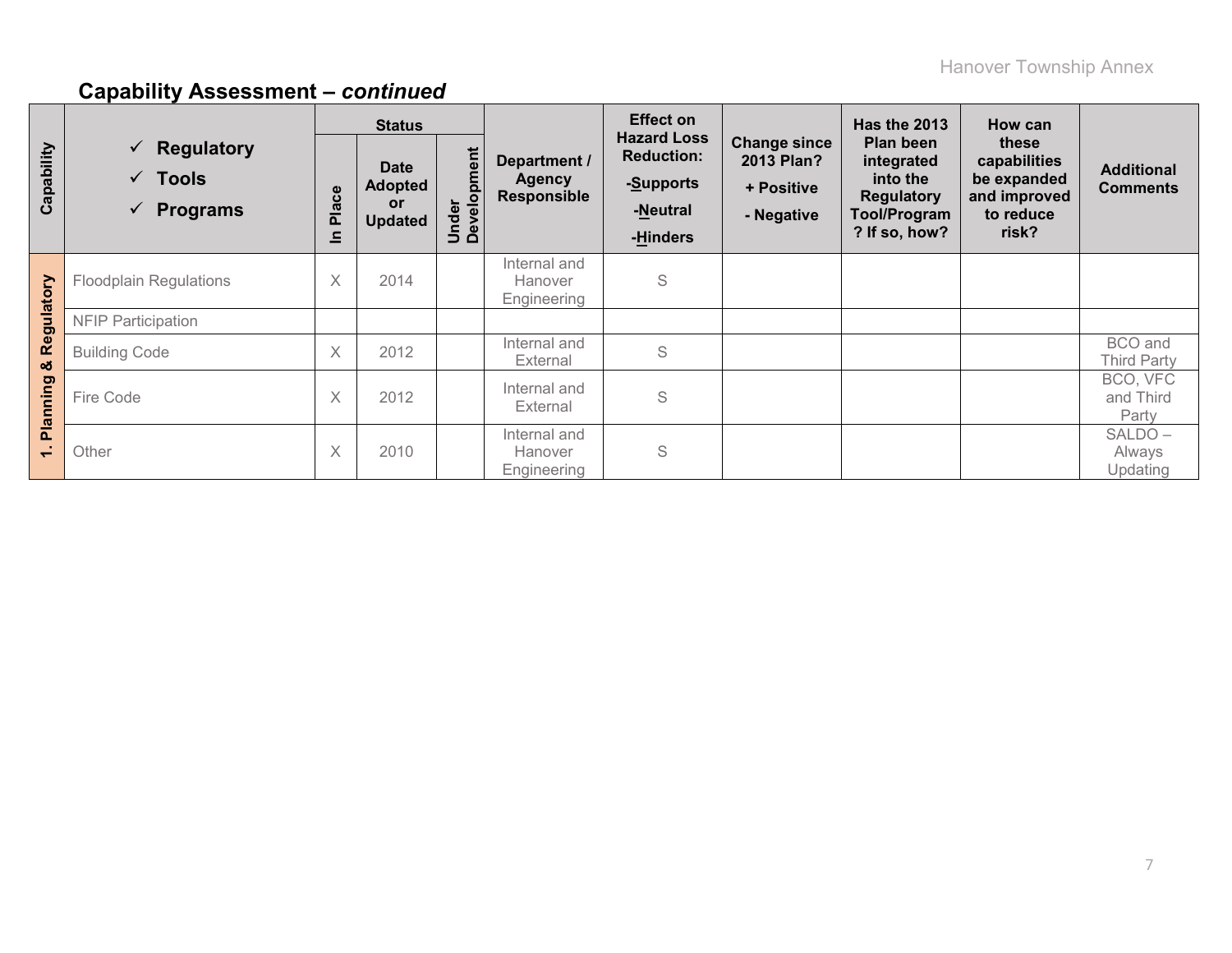## Capability Assessment – *continued*

| Capability | ✓ Regulatory ✓ Tools ✓ Programs | Status | | | Department / Agency Responsible | Effect on Hazard Loss Reduction: -Supports -Neutral -Hinders | Change since 2013 Plan? + Positive - Negative | Has the 2013 Plan been integrated into the Regulatory Tool/Program? If so, how? | How can these capabilities be expanded and improved to reduce risk? | Additional Comments |
|---|---|---|---|---|---|---|---|---|---|---|
| | | In Place | Date Adopted or Updated | Under Development | | | | | | |
| 1. Planning & Regulatory | Floodplain Regulations | X | 2014 | | Internal and Hanover Engineering | S | | | | |
| | NFIP Participation | | | | | | | | | |
| | Building Code | X | 2012 | | Internal and External | S | | | | BCO and Third Party |
| | Fire Code | X | 2012 | | Internal and External | S | | | | BCO, VFC and Third Party |
| | Other | X | 2010 | | Internal and Hanover Engineering | S | | | | SALDO – Always Updating |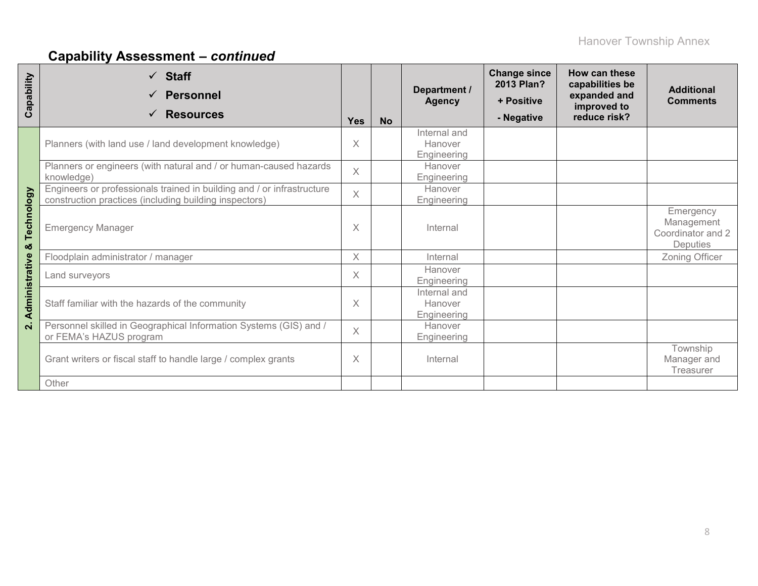## Capability Assessment – *continued*

| Capability | ✓ Staff ✓ Personnel ✓ Resources | Yes | No | Department / Agency | Change since 2013 Plan? + Positive - Negative | How can these capabilities be expanded and improved to reduce risk? | Additional Comments |
|---|---|---|---|---|---|---|---|
| 2. Administrative & Technology | Planners (with land use / land development knowledge) | X | | Internal and Hanover Engineering | | | |
| | Planners or engineers (with natural and / or human-caused hazards knowledge) | X | | Hanover Engineering | | | |
| | Engineers or professionals trained in building and / or infrastructure construction practices (including building inspectors) | X | | Hanover Engineering | | | |
| | Emergency Manager | X | | Internal | | | Emergency Management Coordinator and 2 Deputies |
| | Floodplain administrator / manager | X | | Internal | | | Zoning Officer |
| | Land surveyors | X | | Hanover Engineering | | | |
| | Staff familiar with the hazards of the community | X | | Internal and Hanover Engineering | | | |
| | Personnel skilled in Geographical Information Systems (GIS) and / or FEMA's HAZUS program | X | | Hanover Engineering | | | |
| | Grant writers or fiscal staff to handle large / complex grants | X | | Internal | | | Township Manager and Treasurer |
| | Other | | | | | | |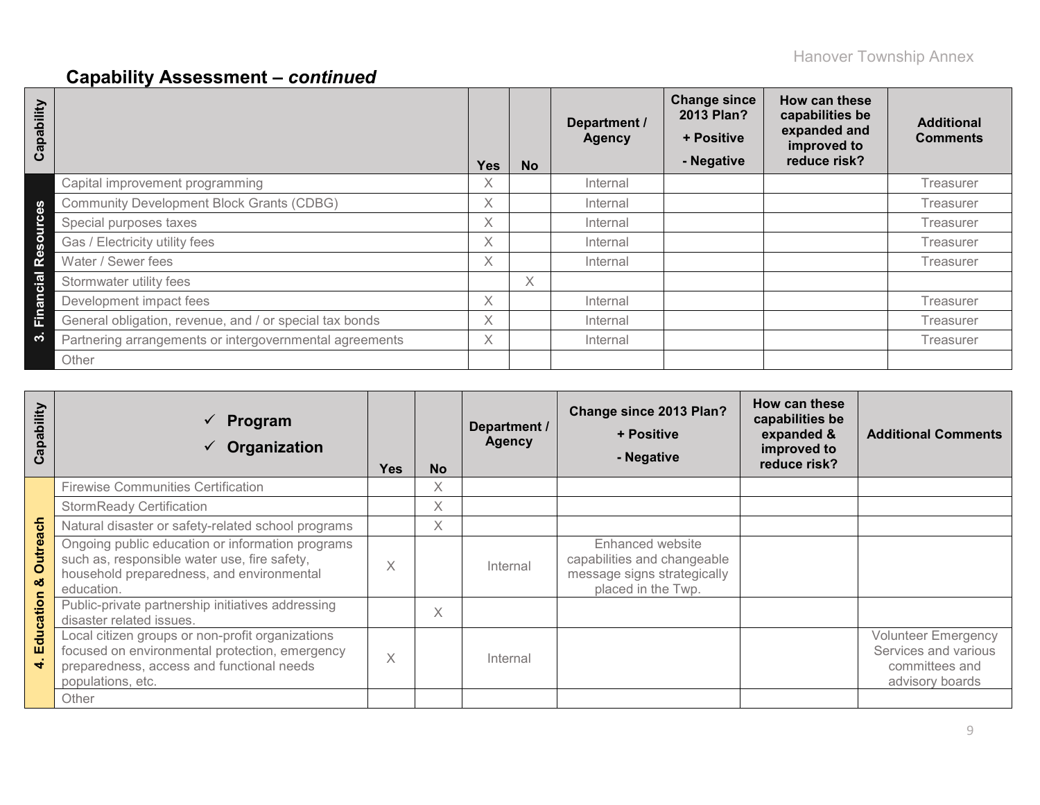## Capability Assessment – *continued*

| Capability | | Yes | No | Department / Agency | Change since 2013 Plan? + Positive - Negative | How can these capabilities be expanded and improved to reduce risk? | Additional Comments |
|---|---|---|---|---|---|---|---|
| 3. Financial Resources | Capital improvement programming | X | | Internal | | | Treasurer |
| | Community Development Block Grants (CDBG) | X | | Internal | | | Treasurer |
| | Special purposes taxes | X | | Internal | | | Treasurer |
| | Gas / Electricity utility fees | X | | Internal | | | Treasurer |
| | Water / Sewer fees | X | | Internal | | | Treasurer |
| | Stormwater utility fees | | X | | | | |
| | Development impact fees | X | | Internal | | | Treasurer |
| | General obligation, revenue, and / or special tax bonds | X | | Internal | | | Treasurer |
| | Partnering arrangements or intergovernmental agreements | X | | Internal | | | Treasurer |
| | Other | | | | | | |

| Capability | ✓ Program ✓ Organization | Yes | No | Department / Agency | Change since 2013 Plan? + Positive - Negative | How can these capabilities be expanded & improved to reduce risk? | Additional Comments |
|---|---|---|---|---|---|---|---|
| 4. Education & Outreach | Firewise Communities Certification | | X | | | | |
| | StormReady Certification | | X | | | | |
| | Natural disaster or safety-related school programs | | X | | | | |
| | Ongoing public education or information programs such as, responsible water use, fire safety, household preparedness, and environmental education. | X | | Internal | Enhanced website capabilities and changeable message signs strategically placed in the Twp. | | |
| | Public-private partnership initiatives addressing disaster related issues. | | X | | | | |
| | Local citizen groups or non-profit organizations focused on environmental protection, emergency preparedness, access and functional needs populations, etc. | X | | Internal | | | Volunteer Emergency Services and various committees and advisory boards |
| | Other | | | | | | |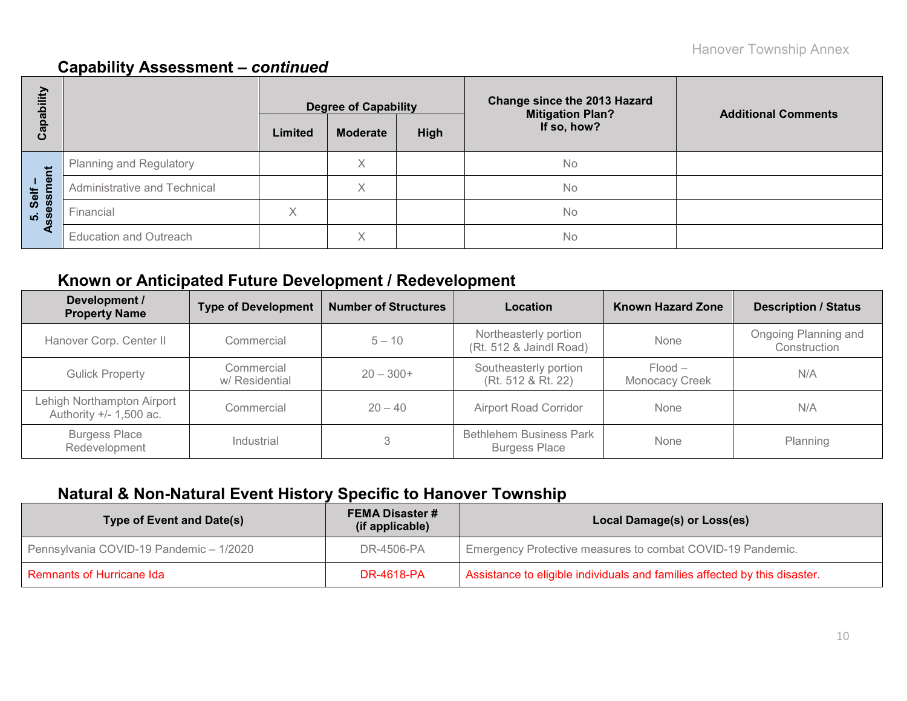## Capability Assessment – *continued*

| Capability | | Degree of Capability | | | Change since the 2013 Hazard Mitigation Plan? If so, how? | Additional Comments |
|---|---|---|---|---|---|---|
| | | Limited | Moderate | High | | |
| 5. Self – Assessment | Planning and Regulatory | | X | | No | |
| | Administrative and Technical | | X | | No | |
| | Financial | X | | | No | |
| | Education and Outreach | | X | | No | |

## Known or Anticipated Future Development / Redevelopment

| Development / Property Name | Type of Development | Number of Structures | Location | Known Hazard Zone | Description / Status |
|---|---|---|---|---|---|
| Hanover Corp. Center II | Commercial | 5 – 10 | Northeasterly portion (Rt. 512 & Jaindl Road) | None | Ongoing Planning and Construction |
| Gulick Property | Commercial w/ Residential | 20 – 300+ | Southeasterly portion (Rt. 512 & Rt. 22) | Flood – Monocacy Creek | N/A |
| Lehigh Northampton Airport Authority +/- 1,500 ac. | Commercial | 20 – 40 | Airport Road Corridor | None | N/A |
| Burgess Place Redevelopment | Industrial | 3 | Bethlehem Business Park Burgess Place | None | Planning |

## Natural & Non-Natural Event History Specific to Hanover Township

| Type of Event and Date(s) | FEMA Disaster # (if applicable) | Local Damage(s) or Loss(es) |
|---|---|---|
| Pennsylvania COVID-19 Pandemic – 1/2020 | DR-4506-PA | Emergency Protective measures to combat COVID-19 Pandemic. |
| Remnants of Hurricane Ida | DR-4618-PA | Assistance to eligible individuals and families affected by this disaster. |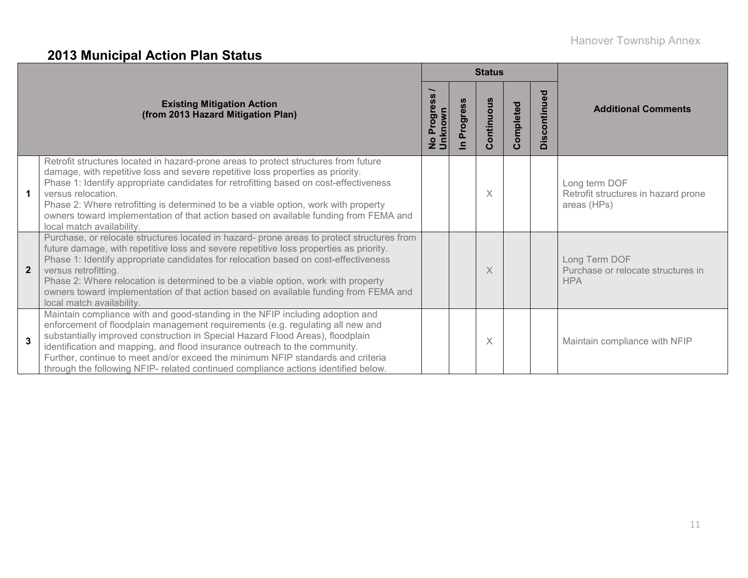## 2013 Municipal Action Plan Status

| | Existing Mitigation Action (from 2013 Hazard Mitigation Plan) | Status | | | | | Additional Comments |
|---|---|---|---|---|---|---|---|
| | | No Progress / Unknown | In Progress | Continuous | Completed | Discontinued | |
| 1 | Retrofit structures located in hazard-prone areas to protect structures from future damage, with repetitive loss and severe repetitive loss properties as priority.<br>Phase 1: Identify appropriate candidates for retrofitting based on cost-effectiveness versus relocation.<br>Phase 2: Where retrofitting is determined to be a viable option, work with property owners toward implementation of that action based on available funding from FEMA and local match availability. | | | X | | | Long term DOF<br>Retrofit structures in hazard prone areas (HPs) |
| 2 | Purchase, or relocate structures located in hazard- prone areas to protect structures from future damage, with repetitive loss and severe repetitive loss properties as priority.<br>Phase 1: Identify appropriate candidates for relocation based on cost-effectiveness versus retrofitting.<br>Phase 2: Where relocation is determined to be a viable option, work with property owners toward implementation of that action based on available funding from FEMA and local match availability. | | | X | | | Long Term DOF<br>Purchase or relocate structures in HPA |
| 3 | Maintain compliance with and good-standing in the NFIP including adoption and enforcement of floodplain management requirements (e.g. regulating all new and substantially improved construction in Special Hazard Flood Areas), floodplain identification and mapping, and flood insurance outreach to the community.<br>Further, continue to meet and/or exceed the minimum NFIP standards and criteria through the following NFIP- related continued compliance actions identified below. | | | X | | | Maintain compliance with NFIP |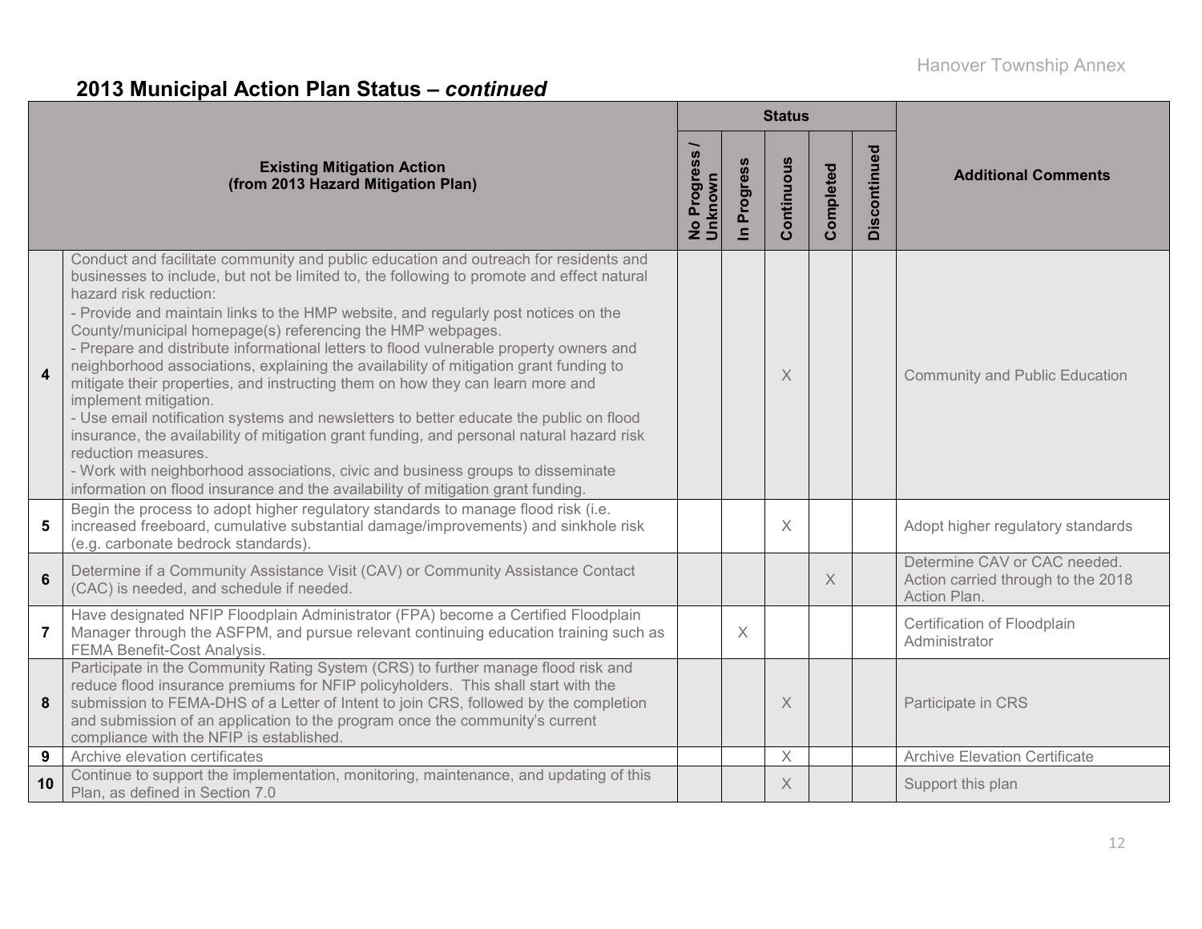## 2013 Municipal Action Plan Status – *continued*

| | Existing Mitigation Action (from 2013 Hazard Mitigation Plan) | Status | | | | | Additional Comments |
|---|---|---|---|---|---|---|---|
| | | No Progress / Unknown | In Progress | Continuous | Completed | Discontinued | |
| 4 | Conduct and facilitate community and public education and outreach for residents and businesses to include, but not be limited to, the following to promote and effect natural hazard risk reduction:<br>- Provide and maintain links to the HMP website, and regularly post notices on the County/municipal homepage(s) referencing the HMP webpages.<br>- Prepare and distribute informational letters to flood vulnerable property owners and neighborhood associations, explaining the availability of mitigation grant funding to mitigate their properties, and instructing them on how they can learn more and implement mitigation.<br>- Use email notification systems and newsletters to better educate the public on flood insurance, the availability of mitigation grant funding, and personal natural hazard risk reduction measures.<br>- Work with neighborhood associations, civic and business groups to disseminate information on flood insurance and the availability of mitigation grant funding. | | | X | | | Community and Public Education |
| 5 | Begin the process to adopt higher regulatory standards to manage flood risk (i.e. increased freeboard, cumulative substantial damage/improvements) and sinkhole risk (e.g. carbonate bedrock standards). | | | X | | | Adopt higher regulatory standards |
| 6 | Determine if a Community Assistance Visit (CAV) or Community Assistance Contact (CAC) is needed, and schedule if needed. | | | | X | | Determine CAV or CAC needed. Action carried through to the 2018 Action Plan. |
| 7 | Have designated NFIP Floodplain Administrator (FPA) become a Certified Floodplain Manager through the ASFPM, and pursue relevant continuing education training such as FEMA Benefit-Cost Analysis. | | X | | | | Certification of Floodplain Administrator |
| 8 | Participate in the Community Rating System (CRS) to further manage flood risk and reduce flood insurance premiums for NFIP policyholders. This shall start with the submission to FEMA-DHS of a Letter of Intent to join CRS, followed by the completion and submission of an application to the program once the community's current compliance with the NFIP is established. | | | X | | | Participate in CRS |
| 9 | Archive elevation certificates | | | X | | | Archive Elevation Certificate |
| 10 | Continue to support the implementation, monitoring, maintenance, and updating of this Plan, as defined in Section 7.0 | | | X | | | Support this plan |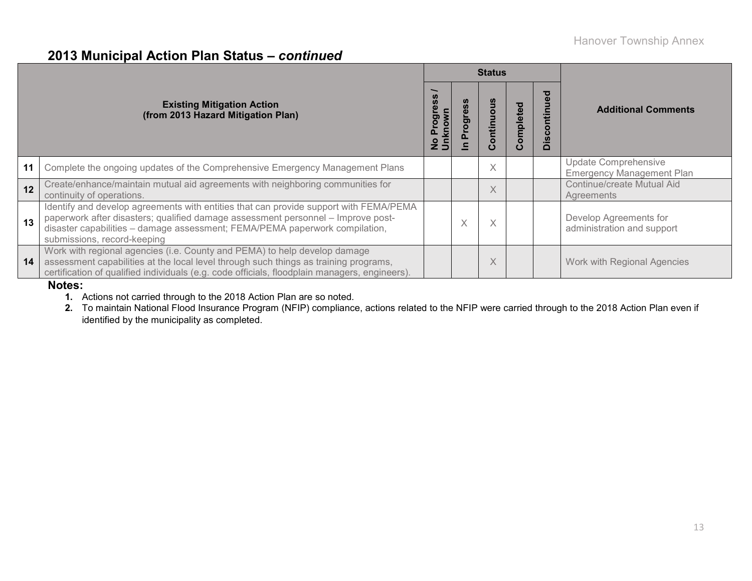## 2013 Municipal Action Plan Status – *continued*

| | Existing Mitigation Action (from 2013 Hazard Mitigation Plan) | Status | | | | | Additional Comments |
|---|---|---|---|---|---|---|---|
| | | No Progress / Unknown | In Progress | Continuous | Completed | Discontinued | |
| **11** | Complete the ongoing updates of the Comprehensive Emergency Management Plans | | | X | | | Update Comprehensive Emergency Management Plan |
| **12** | Create/enhance/maintain mutual aid agreements with neighboring communities for continuity of operations. | | | X | | | Continue/create Mutual Aid Agreements |
| **13** | Identify and develop agreements with entities that can provide support with FEMA/PEMA paperwork after disasters; qualified damage assessment personnel – Improve post-disaster capabilities – damage assessment; FEMA/PEMA paperwork compilation, submissions, record-keeping | | X | X | | | Develop Agreements for administration and support |
| **14** | Work with regional agencies (i.e. County and PEMA) to help develop damage assessment capabilities at the local level through such things as training programs, certification of qualified individuals (e.g. code officials, floodplain managers, engineers). | | | X | | | Work with Regional Agencies |

**Notes:**

1. Actions not carried through to the 2018 Action Plan are so noted.
2. To maintain National Flood Insurance Program (NFIP) compliance, actions related to the NFIP were carried through to the 2018 Action Plan even if identified by the municipality as completed.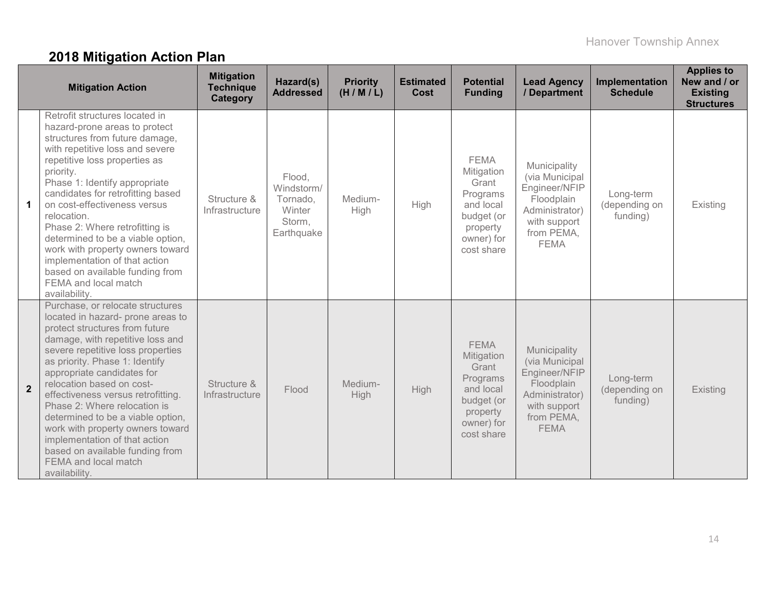## 2018 Mitigation Action Plan

| | Mitigation Action | Mitigation Technique Category | Hazard(s) Addressed | Priority (H / M / L) | Estimated Cost | Potential Funding | Lead Agency / Department | Implementation Schedule | Applies to New and / or Existing Structures |
|---|---|---|---|---|---|---|---|---|---|
| **1** | Retrofit structures located in hazard-prone areas to protect structures from future damage, with repetitive loss and severe repetitive loss properties as priority.<br>Phase 1: Identify appropriate candidates for retrofitting based on cost-effectiveness versus relocation.<br>Phase 2: Where retrofitting is determined to be a viable option, work with property owners toward implementation of that action based on available funding from FEMA and local match availability. | Structure & Infrastructure | Flood, Windstorm/ Tornado, Winter Storm, Earthquake | Medium-High | High | FEMA Mitigation Grant Programs and local budget (or property owner) for cost share | Municipality (via Municipal Engineer/NFIP Floodplain Administrator) with support from PEMA, FEMA | Long-term (depending on funding) | Existing |
| **2** | Purchase, or relocate structures located in hazard- prone areas to protect structures from future damage, with repetitive loss and severe repetitive loss properties as priority. Phase 1: Identify appropriate candidates for relocation based on cost-effectiveness versus retrofitting. Phase 2: Where relocation is determined to be a viable option, work with property owners toward implementation of that action based on available funding from FEMA and local match availability. | Structure & Infrastructure | Flood | Medium-High | High | FEMA Mitigation Grant Programs and local budget (or property owner) for cost share | Municipality (via Municipal Engineer/NFIP Floodplain Administrator) with support from PEMA, FEMA | Long-term (depending on funding) | Existing |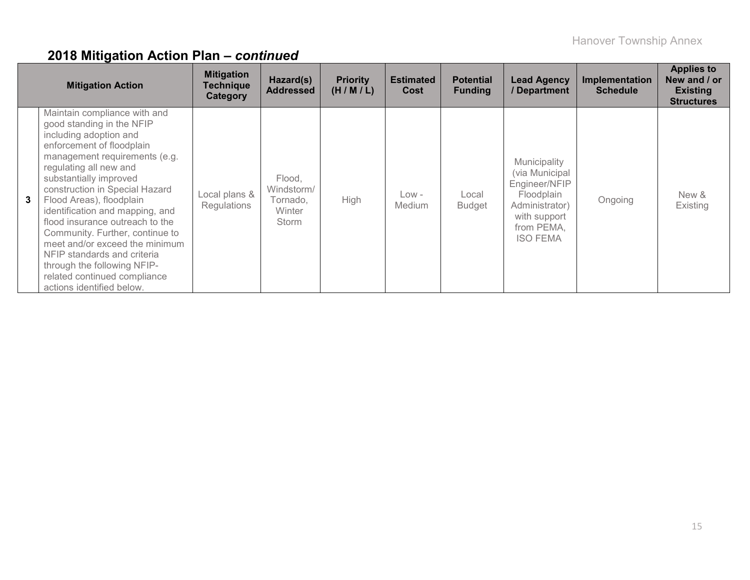## 2018 Mitigation Action Plan – *continued*

| | Mitigation Action | Mitigation Technique Category | Hazard(s) Addressed | Priority (H / M / L) | Estimated Cost | Potential Funding | Lead Agency / Department | Implementation Schedule | Applies to New and / or Existing Structures |
|---|---|---|---|---|---|---|---|---|---|
| 3 | Maintain compliance with and good standing in the NFIP including adoption and enforcement of floodplain management requirements (e.g. regulating all new and substantially improved construction in Special Hazard Flood Areas), floodplain identification and mapping, and flood insurance outreach to the Community. Further, continue to meet and/or exceed the minimum NFIP standards and criteria through the following NFIP-related continued compliance actions identified below. | Local plans & Regulations | Flood, Windstorm/ Tornado, Winter Storm | High | Low - Medium | Local Budget | Municipality (via Municipal Engineer/NFIP Floodplain Administrator) with support from PEMA, ISO FEMA | Ongoing | New & Existing |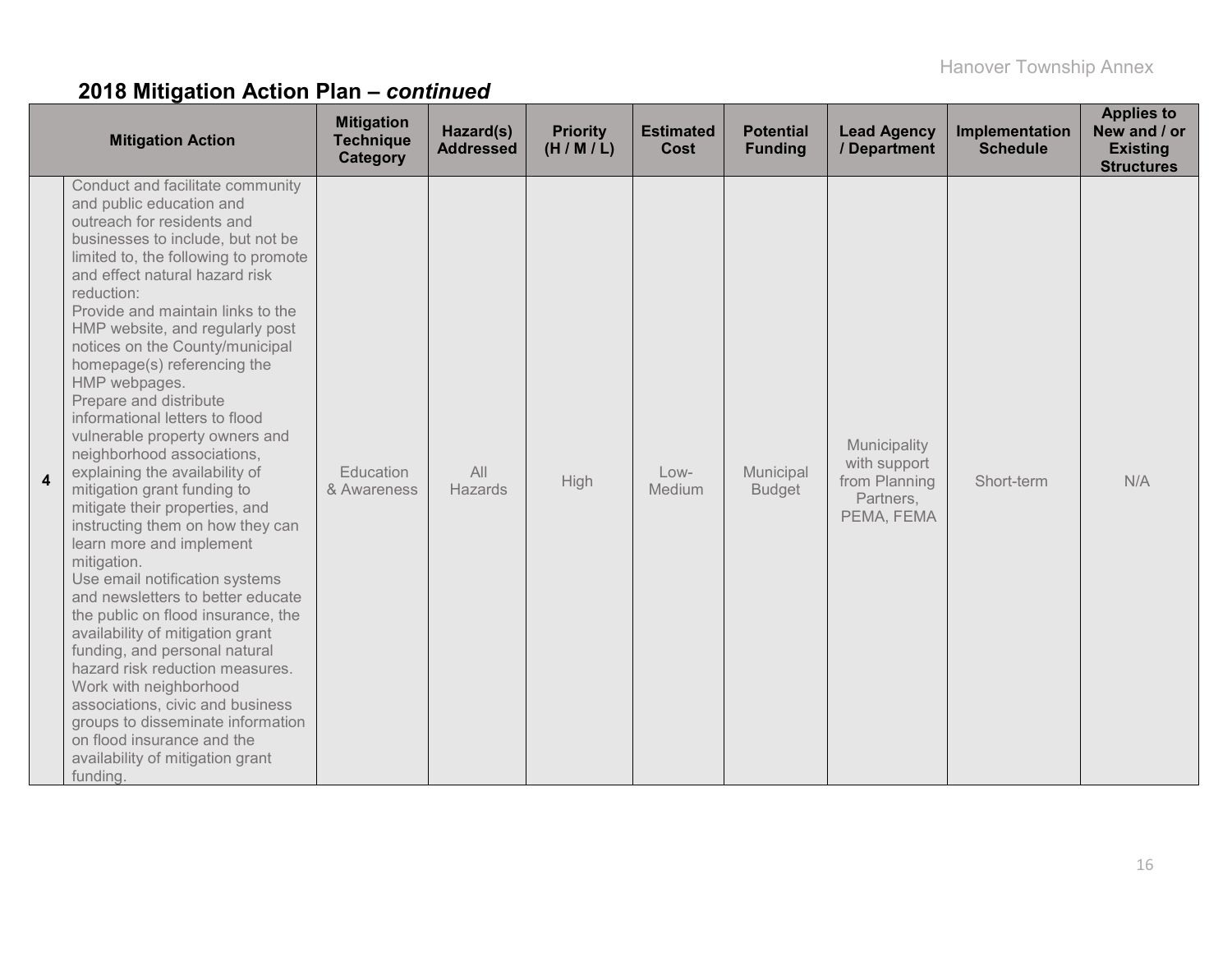## 2018 Mitigation Action Plan – *continued*

| | Mitigation Action | Mitigation Technique Category | Hazard(s) Addressed | Priority (H / M / L) | Estimated Cost | Potential Funding | Lead Agency / Department | Implementation Schedule | Applies to New and / or Existing Structures |
|---|---|---|---|---|---|---|---|---|---|
| **4** | Conduct and facilitate community and public education and outreach for residents and businesses to include, but not be limited to, the following to promote and effect natural hazard risk reduction:<br>Provide and maintain links to the HMP website, and regularly post notices on the County/municipal homepage(s) referencing the HMP webpages.<br>Prepare and distribute informational letters to flood vulnerable property owners and neighborhood associations, explaining the availability of mitigation grant funding to mitigate their properties, and instructing them on how they can learn more and implement mitigation.<br>Use email notification systems and newsletters to better educate the public on flood insurance, the availability of mitigation grant funding, and personal natural hazard risk reduction measures.<br>Work with neighborhood associations, civic and business groups to disseminate information on flood insurance and the availability of mitigation grant funding. | Education & Awareness | All Hazards | High | Low-Medium | Municipal Budget | Municipality with support from Planning Partners, PEMA, FEMA | Short-term | N/A |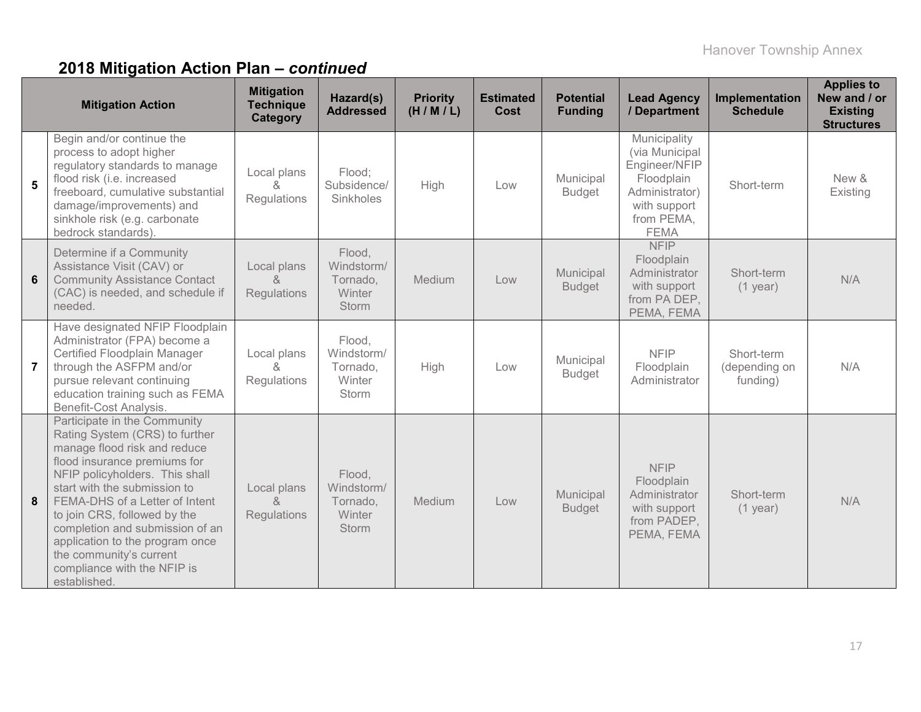## 2018 Mitigation Action Plan – *continued*

| | Mitigation Action | Mitigation Technique Category | Hazard(s) Addressed | Priority (H / M / L) | Estimated Cost | Potential Funding | Lead Agency / Department | Implementation Schedule | Applies to New and / or Existing Structures |
|---|---|---|---|---|---|---|---|---|---|
| 5 | Begin and/or continue the process to adopt higher regulatory standards to manage flood risk (i.e. increased freeboard, cumulative substantial damage/improvements) and sinkhole risk (e.g. carbonate bedrock standards). | Local plans & Regulations | Flood; Subsidence/ Sinkholes | High | Low | Municipal Budget | Municipality (via Municipal Engineer/NFIP Floodplain Administrator) with support from PEMA, FEMA | Short-term | New & Existing |
| 6 | Determine if a Community Assistance Visit (CAV) or Community Assistance Contact (CAC) is needed, and schedule if needed. | Local plans & Regulations | Flood, Windstorm/ Tornado, Winter Storm | Medium | Low | Municipal Budget | NFIP Floodplain Administrator with support from PA DEP, PEMA, FEMA | Short-term (1 year) | N/A |
| 7 | Have designated NFIP Floodplain Administrator (FPA) become a Certified Floodplain Manager through the ASFPM and/or pursue relevant continuing education training such as FEMA Benefit-Cost Analysis. | Local plans & Regulations | Flood, Windstorm/ Tornado, Winter Storm | High | Low | Municipal Budget | NFIP Floodplain Administrator | Short-term (depending on funding) | N/A |
| 8 | Participate in the Community Rating System (CRS) to further manage flood risk and reduce flood insurance premiums for NFIP policyholders. This shall start with the submission to FEMA-DHS of a Letter of Intent to join CRS, followed by the completion and submission of an application to the program once the community's current compliance with the NFIP is established. | Local plans & Regulations | Flood, Windstorm/ Tornado, Winter Storm | Medium | Low | Municipal Budget | NFIP Floodplain Administrator with support from PADEP, PEMA, FEMA | Short-term (1 year) | N/A |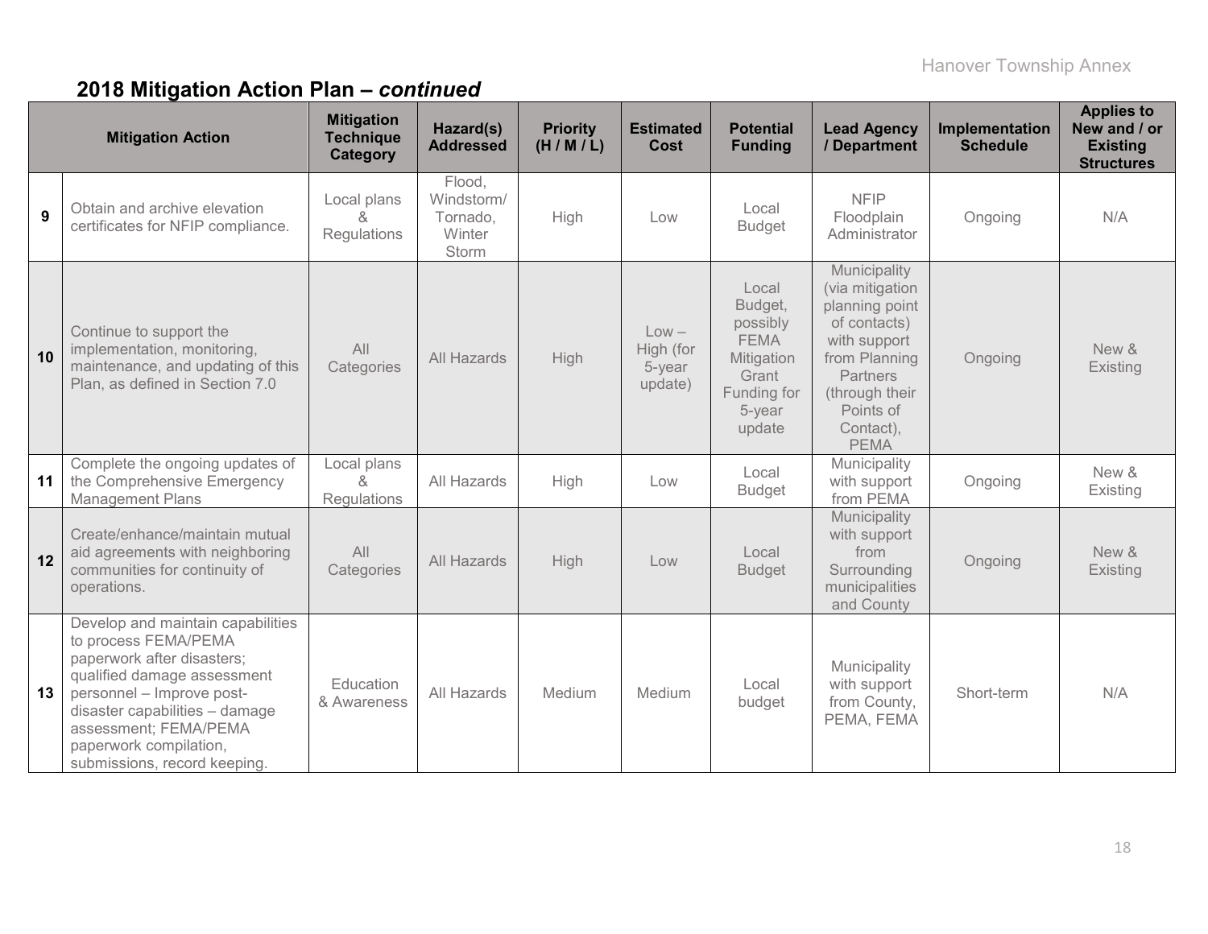## 2018 Mitigation Action Plan – *continued*

| | Mitigation Action | Mitigation Technique Category | Hazard(s) Addressed | Priority (H / M / L) | Estimated Cost | Potential Funding | Lead Agency / Department | Implementation Schedule | Applies to New and / or Existing Structures |
|---|---|---|---|---|---|---|---|---|---|
| 9 | Obtain and archive elevation certificates for NFIP compliance. | Local plans & Regulations | Flood, Windstorm/ Tornado, Winter Storm | High | Low | Local Budget | NFIP Floodplain Administrator | Ongoing | N/A |
| 10 | Continue to support the implementation, monitoring, maintenance, and updating of this Plan, as defined in Section 7.0 | All Categories | All Hazards | High | Low – High (for 5-year update) | Local Budget, possibly FEMA Mitigation Grant Funding for 5-year update | Municipality (via mitigation planning point of contacts) with support from Planning Partners (through their Points of Contact), PEMA | Ongoing | New & Existing |
| 11 | Complete the ongoing updates of the Comprehensive Emergency Management Plans | Local plans & Regulations | All Hazards | High | Low | Local Budget | Municipality with support from PEMA | Ongoing | New & Existing |
| 12 | Create/enhance/maintain mutual aid agreements with neighboring communities for continuity of operations. | All Categories | All Hazards | High | Low | Local Budget | Municipality with support from Surrounding municipalities and County | Ongoing | New & Existing |
| 13 | Develop and maintain capabilities to process FEMA/PEMA paperwork after disasters; qualified damage assessment personnel – Improve post-disaster capabilities – damage assessment; FEMA/PEMA paperwork compilation, submissions, record keeping. | Education & Awareness | All Hazards | Medium | Medium | Local budget | Municipality with support from County, PEMA, FEMA | Short-term | N/A |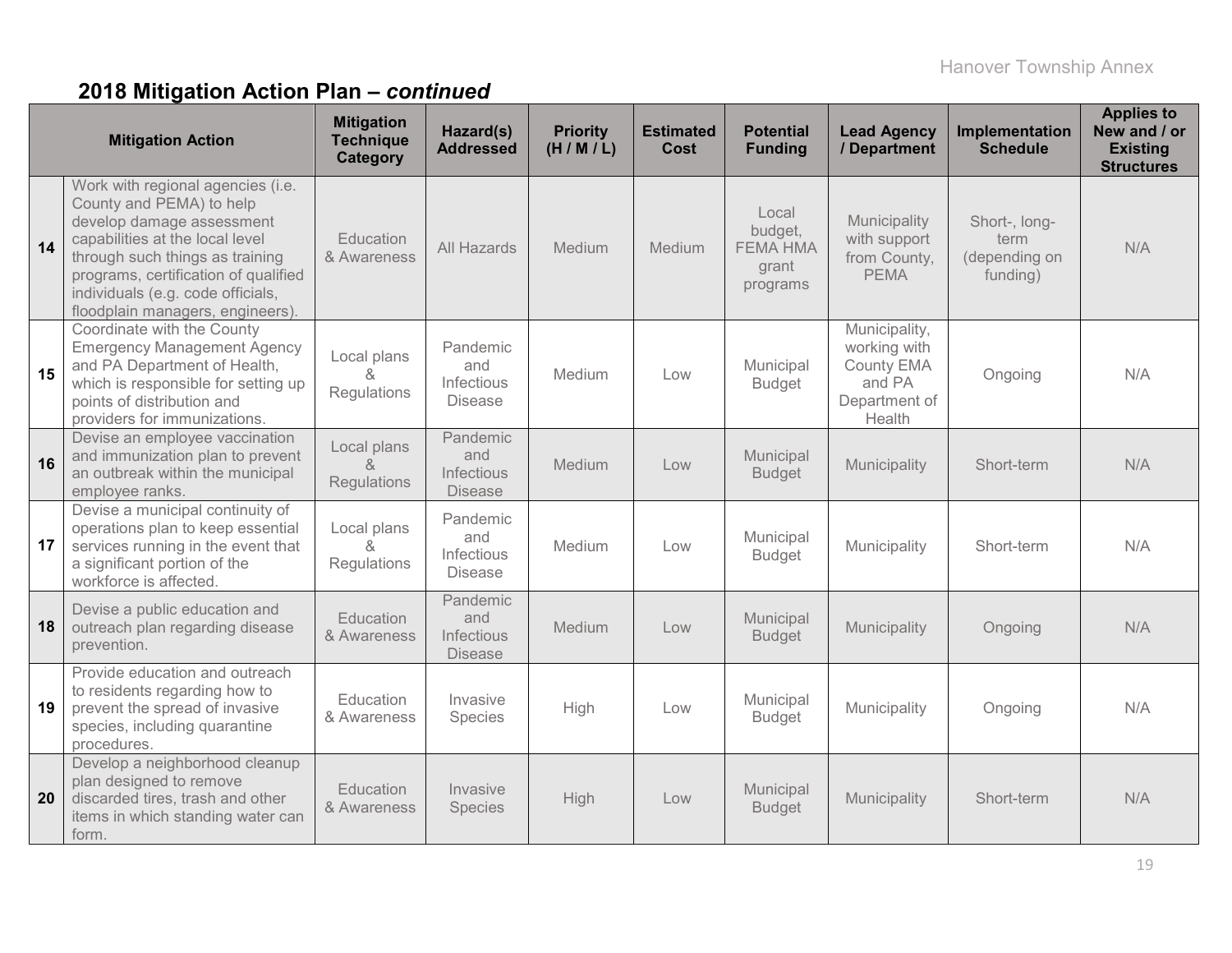## 2018 Mitigation Action Plan – *continued*

| | Mitigation Action | Mitigation Technique Category | Hazard(s) Addressed | Priority (H / M / L) | Estimated Cost | Potential Funding | Lead Agency / Department | Implementation Schedule | Applies to New and / or Existing Structures |
|---|---|---|---|---|---|---|---|---|---|
| 14 | Work with regional agencies (i.e. County and PEMA) to help develop damage assessment capabilities at the local level through such things as training programs, certification of qualified individuals (e.g. code officials, floodplain managers, engineers). | Education & Awareness | All Hazards | Medium | Medium | Local budget, FEMA HMA grant programs | Municipality with support from County, PEMA | Short-, long-term (depending on funding) | N/A |
| 15 | Coordinate with the County Emergency Management Agency and PA Department of Health, which is responsible for setting up points of distribution and providers for immunizations. | Local plans & Regulations | Pandemic and Infectious Disease | Medium | Low | Municipal Budget | Municipality, working with County EMA and PA Department of Health | Ongoing | N/A |
| 16 | Devise an employee vaccination and immunization plan to prevent an outbreak within the municipal employee ranks. | Local plans & Regulations | Pandemic and Infectious Disease | Medium | Low | Municipal Budget | Municipality | Short-term | N/A |
| 17 | Devise a municipal continuity of operations plan to keep essential services running in the event that a significant portion of the workforce is affected. | Local plans & Regulations | Pandemic and Infectious Disease | Medium | Low | Municipal Budget | Municipality | Short-term | N/A |
| 18 | Devise a public education and outreach plan regarding disease prevention. | Education & Awareness | Pandemic and Infectious Disease | Medium | Low | Municipal Budget | Municipality | Ongoing | N/A |
| 19 | Provide education and outreach to residents regarding how to prevent the spread of invasive species, including quarantine procedures. | Education & Awareness | Invasive Species | High | Low | Municipal Budget | Municipality | Ongoing | N/A |
| 20 | Develop a neighborhood cleanup plan designed to remove discarded tires, trash and other items in which standing water can form. | Education & Awareness | Invasive Species | High | Low | Municipal Budget | Municipality | Short-term | N/A |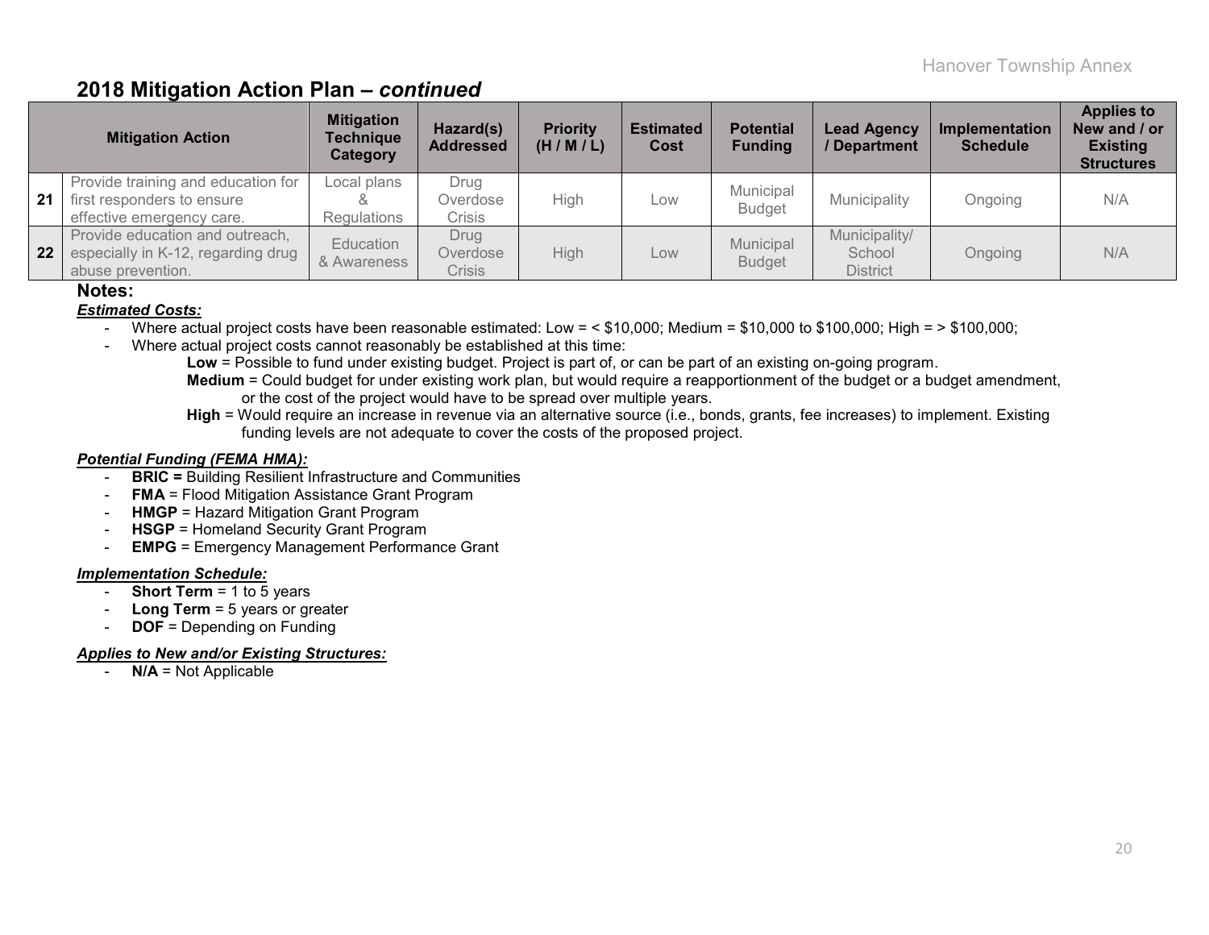## 2018 Mitigation Action Plan – *continued*

| | Mitigation Action | Mitigation Technique Category | Hazard(s) Addressed | Priority (H / M / L) | Estimated Cost | Potential Funding | Lead Agency / Department | Implementation Schedule | Applies to New and / or Existing Structures |
|---|---|---|---|---|---|---|---|---|---|
| 21 | Provide training and education for first responders to ensure effective emergency care. | Local plans & Regulations | Drug Overdose Crisis | High | Low | Municipal Budget | Municipality | Ongoing | N/A |
| 22 | Provide education and outreach, especially in K-12, regarding drug abuse prevention. | Education & Awareness | Drug Overdose Crisis | High | Low | Municipal Budget | Municipality/ School District | Ongoing | N/A |

**Notes:**

***Estimated Costs:***

- Where actual project costs have been reasonable estimated: Low = < $10,000; Medium = $10,000 to $100,000; High = > $100,000;
- Where actual project costs cannot reasonably be established at this time:
  - **Low** = Possible to fund under existing budget. Project is part of, or can be part of an existing on-going program.
  - **Medium** = Could budget for under existing work plan, but would require a reapportionment of the budget or a budget amendment, or the cost of the project would have to be spread over multiple years.
  - **High** = Would require an increase in revenue via an alternative source (i.e., bonds, grants, fee increases) to implement. Existing funding levels are not adequate to cover the costs of the proposed project.

***Potential Funding (FEMA HMA):***

- **BRIC =** Building Resilient Infrastructure and Communities
- **FMA** = Flood Mitigation Assistance Grant Program
- **HMGP** = Hazard Mitigation Grant Program
- **HSGP** = Homeland Security Grant Program
- **EMPG** = Emergency Management Performance Grant

***Implementation Schedule:***

- **Short Term** = 1 to 5 years
- **Long Term** = 5 years or greater
- **DOF** = Depending on Funding

***Applies to New and/or Existing Structures:***

- **N/A** = Not Applicable